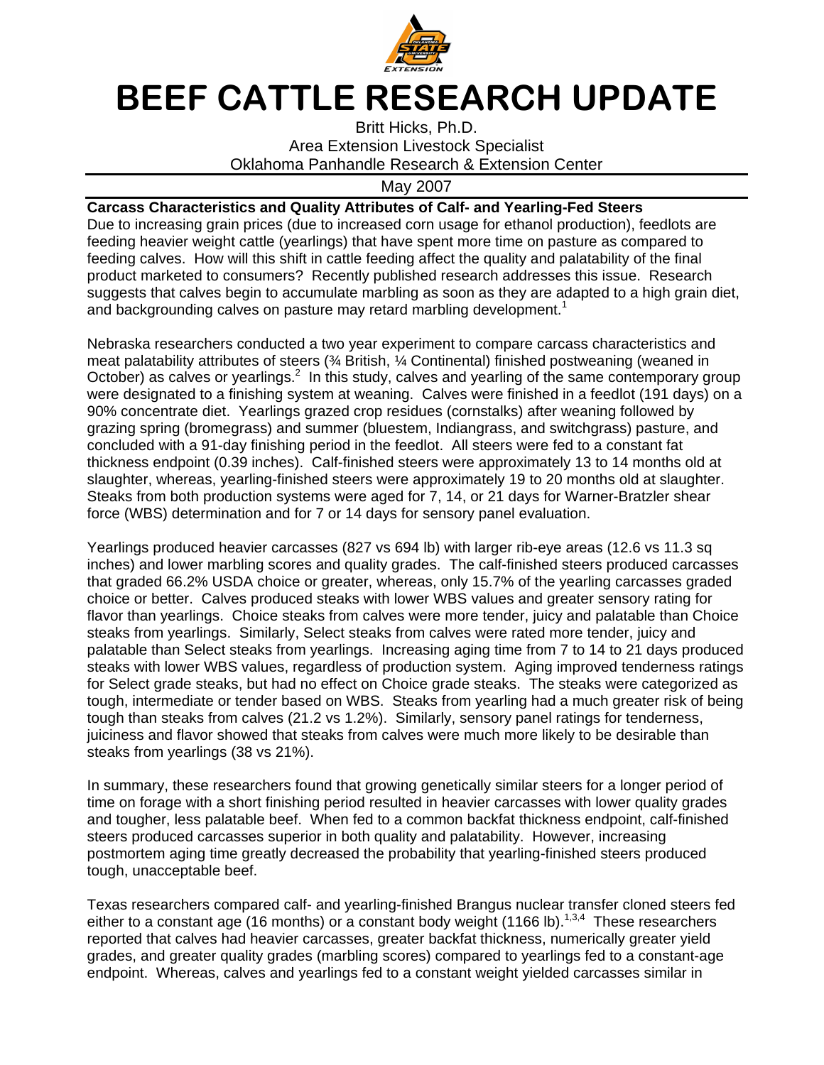# BEEF CATTLE RESEARCH UPDATE

Britt Hicks, Ph.D.
Area Extension Livestock Specialist
Oklahoma Panhandle Research & Extension Center

May 2007

**Carcass Characteristics and Quality Attributes of Calf- and Yearling-Fed Steers**

Due to increasing grain prices (due to increased corn usage for ethanol production), feedlots are feeding heavier weight cattle (yearlings) that have spent more time on pasture as compared to feeding calves. How will this shift in cattle feeding affect the quality and palatability of the final product marketed to consumers? Recently published research addresses this issue. Research suggests that calves begin to accumulate marbling as soon as they are adapted to a high grain diet, and backgrounding calves on pasture may retard marbling development.[1]

Nebraska researchers conducted a two year experiment to compare carcass characteristics and meat palatability attributes of steers (¾ British, ¼ Continental) finished postweaning (weaned in October) as calves or yearlings.[2] In this study, calves and yearling of the same contemporary group were designated to a finishing system at weaning. Calves were finished in a feedlot (191 days) on a 90% concentrate diet. Yearlings grazed crop residues (cornstalks) after weaning followed by grazing spring (bromegrass) and summer (bluestem, Indiangrass, and switchgrass) pasture, and concluded with a 91-day finishing period in the feedlot. All steers were fed to a constant fat thickness endpoint (0.39 inches). Calf-finished steers were approximately 13 to 14 months old at slaughter, whereas, yearling-finished steers were approximately 19 to 20 months old at slaughter. Steaks from both production systems were aged for 7, 14, or 21 days for Warner-Bratzler shear force (WBS) determination and for 7 or 14 days for sensory panel evaluation.

Yearlings produced heavier carcasses (827 vs 694 lb) with larger rib-eye areas (12.6 vs 11.3 sq inches) and lower marbling scores and quality grades. The calf-finished steers produced carcasses that graded 66.2% USDA choice or greater, whereas, only 15.7% of the yearling carcasses graded choice or better. Calves produced steaks with lower WBS values and greater sensory rating for flavor than yearlings. Choice steaks from calves were more tender, juicy and palatable than Choice steaks from yearlings. Similarly, Select steaks from calves were rated more tender, juicy and palatable than Select steaks from yearlings. Increasing aging time from 7 to 14 to 21 days produced steaks with lower WBS values, regardless of production system. Aging improved tenderness ratings for Select grade steaks, but had no effect on Choice grade steaks. The steaks were categorized as tough, intermediate or tender based on WBS. Steaks from yearling had a much greater risk of being tough than steaks from calves (21.2 vs 1.2%). Similarly, sensory panel ratings for tenderness, juiciness and flavor showed that steaks from calves were much more likely to be desirable than steaks from yearlings (38 vs 21%).

In summary, these researchers found that growing genetically similar steers for a longer period of time on forage with a short finishing period resulted in heavier carcasses with lower quality grades and tougher, less palatable beef. When fed to a common backfat thickness endpoint, calf-finished steers produced carcasses superior in both quality and palatability. However, increasing postmortem aging time greatly decreased the probability that yearling-finished steers produced tough, unacceptable beef.

Texas researchers compared calf- and yearling-finished Brangus nuclear transfer cloned steers fed either to a constant age (16 months) or a constant body weight (1166 lb).[1,3,4] These researchers reported that calves had heavier carcasses, greater backfat thickness, numerically greater yield grades, and greater quality grades (marbling scores) compared to yearlings fed to a constant-age endpoint. Whereas, calves and yearlings fed to a constant weight yielded carcasses similar in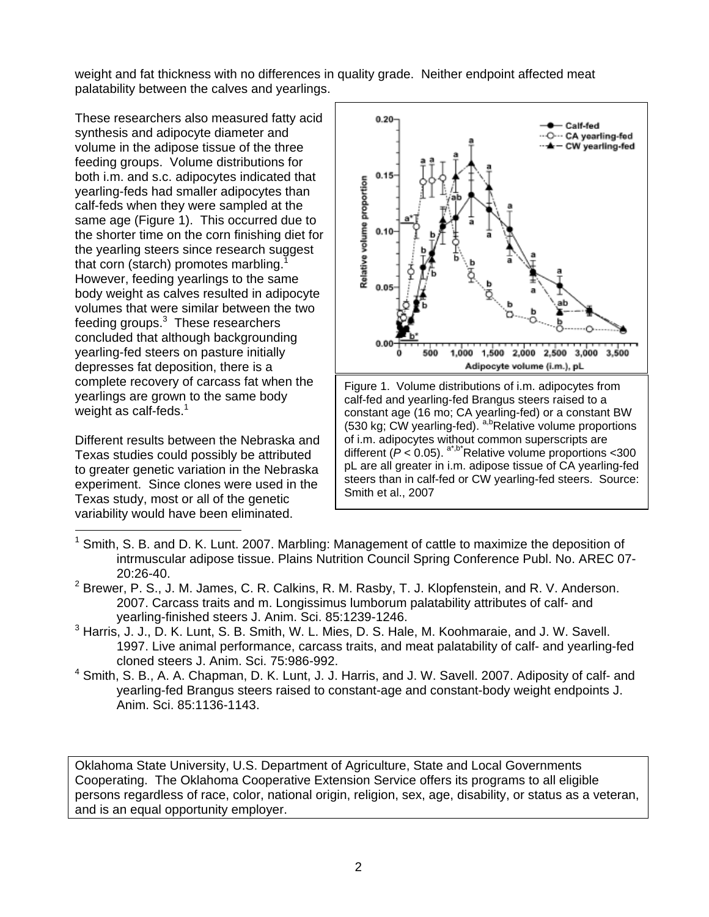weight and fat thickness with no differences in quality grade. Neither endpoint affected meat palatability between the calves and yearlings.

These researchers also measured fatty acid synthesis and adipocyte diameter and volume in the adipose tissue of the three feeding groups. Volume distributions for both i.m. and s.c. adipocytes indicated that yearling-feds had smaller adipocytes than calf-feds when they were sampled at the same age (Figure 1). This occurred due to the shorter time on the corn finishing diet for the yearling steers since research suggest that corn (starch) promotes marbling.[1] However, feeding yearlings to the same body weight as calves resulted in adipocyte volumes that were similar between the two feeding groups.[3] These researchers concluded that although backgrounding yearling-fed steers on pasture initially depresses fat deposition, there is a complete recovery of carcass fat when the yearlings are grown to the same body weight as calf-feds.[1]

Different results between the Nebraska and Texas studies could possibly be attributed to greater genetic variation in the Nebraska experiment. Since clones were used in the Texas study, most or all of the genetic variability would have been eliminated.

Calf-fed
CA yearling-fed
CW yearling-fed
Relative volume proportion
0.20
0.15
0.10
0.05
0.00
Adipocyte volume (i.m.), pL
0
500
1,000
1,500
2,000
2,500
3,000
3,500

Figure 1. Volume distributions of i.m. adipocytes from calf-fed and yearling-fed Brangus steers raised to a constant age (16 mo; CA yearling-fed) or a constant BW (530 kg; CW yearling-fed). [a,b]Relative volume proportions of i.m. adipocytes without common superscripts are different ($P < 0.05$). [a*,b*]Relative volume proportions <300 pL are all greater in i.m. adipose tissue of CA yearling-fed steers than in calf-fed or CW yearling-fed steers. Source: Smith et al., 2007

---

[1] Smith, S. B. and D. K. Lunt. 2007. Marbling: Management of cattle to maximize the deposition of intrmuscular adipose tissue. Plains Nutrition Council Spring Conference Publ. No. AREC 07-20:26-40.

[2] Brewer, P. S., J. M. James, C. R. Calkins, R. M. Rasby, T. J. Klopfenstein, and R. V. Anderson. 2007. Carcass traits and m. Longissimus lumborum palatability attributes of calf- and yearling-finished steers J. Anim. Sci. 85:1239-1246.

[3] Harris, J. J., D. K. Lunt, S. B. Smith, W. L. Mies, D. S. Hale, M. Koohmaraie, and J. W. Savell. 1997. Live animal performance, carcass traits, and meat palatability of calf- and yearling-fed cloned steers J. Anim. Sci. 75:986-992.

[4] Smith, S. B., A. A. Chapman, D. K. Lunt, J. J. Harris, and J. W. Savell. 2007. Adiposity of calf- and yearling-fed Brangus steers raised to constant-age and constant-body weight endpoints J. Anim. Sci. 85:1136-1143.

Oklahoma State University, U.S. Department of Agriculture, State and Local Governments Cooperating. The Oklahoma Cooperative Extension Service offers its programs to all eligible persons regardless of race, color, national origin, religion, sex, age, disability, or status as a veteran, and is an equal opportunity employer.